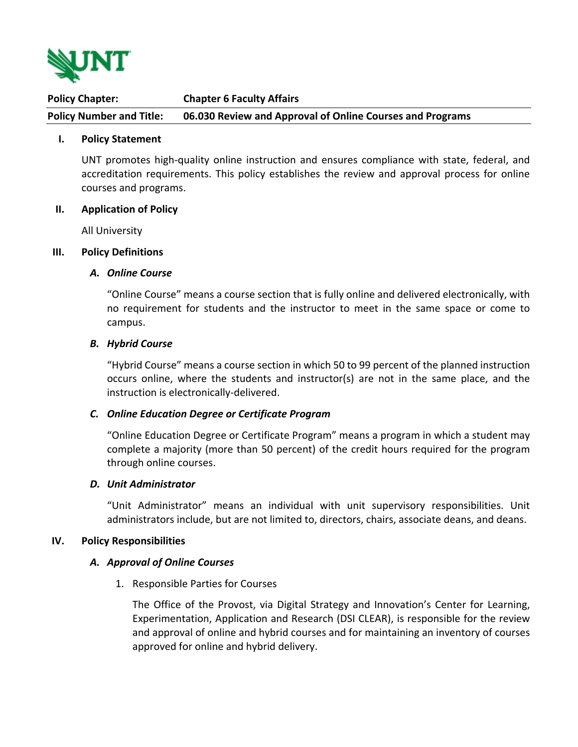| **Policy Chapter:** | **Chapter 6 Faculty Affairs** |
| --- | --- |
| **Policy Number and Title:** | **06.030 Review and Approval of Online Courses and Programs** |

## I. Policy Statement

UNT promotes high-quality online instruction and ensures compliance with state, federal, and accreditation requirements. This policy establishes the review and approval process for online courses and programs.

## II. Application of Policy

All University

## III. Policy Definitions

### *A. Online Course*

"Online Course" means a course section that is fully online and delivered electronically, with no requirement for students and the instructor to meet in the same space or come to campus.

### *B. Hybrid Course*

"Hybrid Course" means a course section in which 50 to 99 percent of the planned instruction occurs online, where the students and instructor(s) are not in the same place, and the instruction is electronically-delivered.

### *C. Online Education Degree or Certificate Program*

"Online Education Degree or Certificate Program" means a program in which a student may complete a majority (more than 50 percent) of the credit hours required for the program through online courses.

### *D. Unit Administrator*

"Unit Administrator" means an individual with unit supervisory responsibilities. Unit administrators include, but are not limited to, directors, chairs, associate deans, and deans.

## IV. Policy Responsibilities

### *A. Approval of Online Courses*

1. Responsible Parties for Courses

   The Office of the Provost, via Digital Strategy and Innovation's Center for Learning, Experimentation, Application and Research (DSI CLEAR), is responsible for the review and approval of online and hybrid courses and for maintaining an inventory of courses approved for online and hybrid delivery.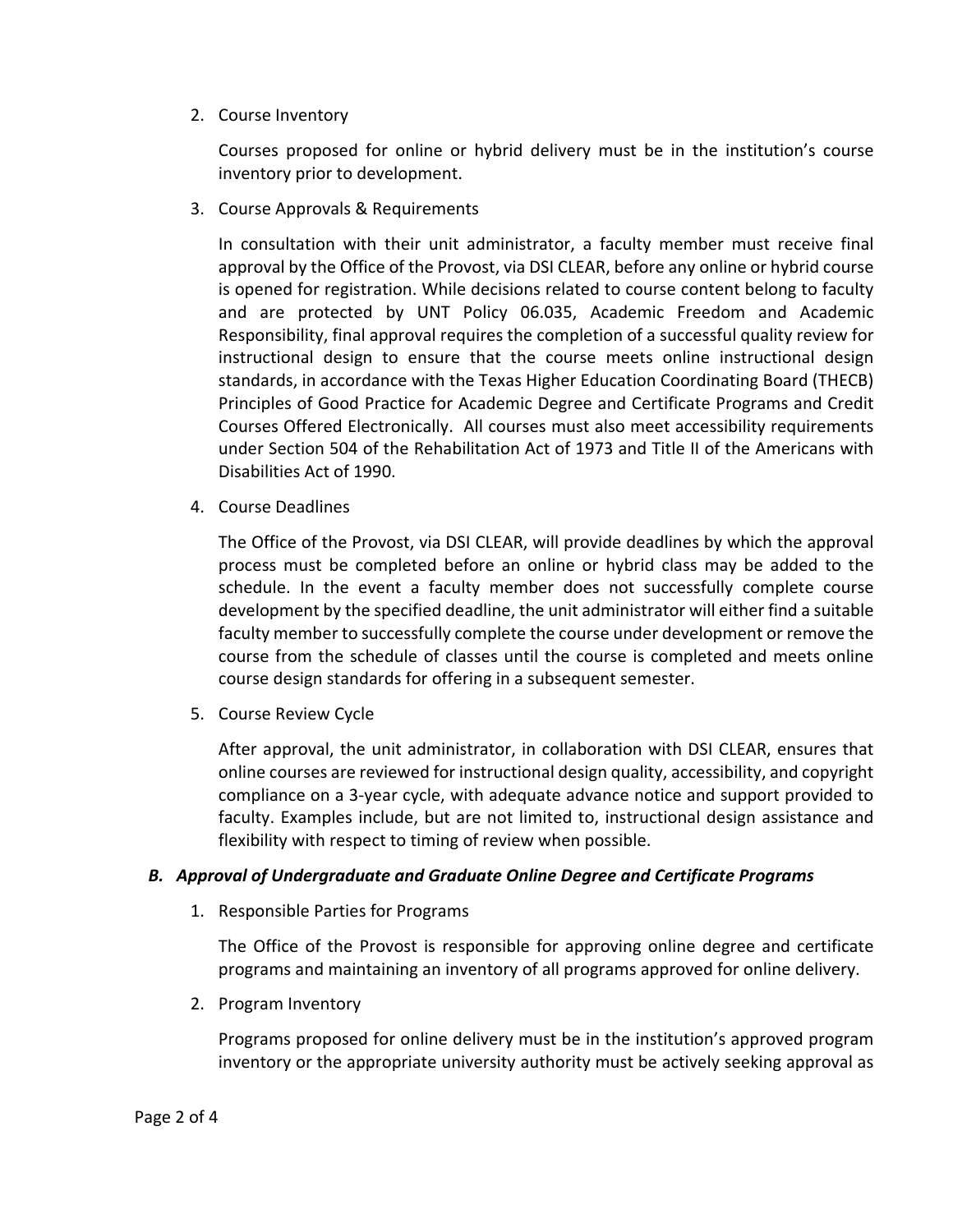2. Course Inventory

   Courses proposed for online or hybrid delivery must be in the institution's course inventory prior to development.

3. Course Approvals & Requirements

   In consultation with their unit administrator, a faculty member must receive final approval by the Office of the Provost, via DSI CLEAR, before any online or hybrid course is opened for registration. While decisions related to course content belong to faculty and are protected by UNT Policy 06.035, Academic Freedom and Academic Responsibility, final approval requires the completion of a successful quality review for instructional design to ensure that the course meets online instructional design standards, in accordance with the Texas Higher Education Coordinating Board (THECB) Principles of Good Practice for Academic Degree and Certificate Programs and Credit Courses Offered Electronically. All courses must also meet accessibility requirements under Section 504 of the Rehabilitation Act of 1973 and Title II of the Americans with Disabilities Act of 1990.

4. Course Deadlines

   The Office of the Provost, via DSI CLEAR, will provide deadlines by which the approval process must be completed before an online or hybrid class may be added to the schedule. In the event a faculty member does not successfully complete course development by the specified deadline, the unit administrator will either find a suitable faculty member to successfully complete the course under development or remove the course from the schedule of classes until the course is completed and meets online course design standards for offering in a subsequent semester.

5. Course Review Cycle

   After approval, the unit administrator, in collaboration with DSI CLEAR, ensures that online courses are reviewed for instructional design quality, accessibility, and copyright compliance on a 3-year cycle, with adequate advance notice and support provided to faculty. Examples include, but are not limited to, instructional design assistance and flexibility with respect to timing of review when possible.

### *B. Approval of Undergraduate and Graduate Online Degree and Certificate Programs*

1. Responsible Parties for Programs

   The Office of the Provost is responsible for approving online degree and certificate programs and maintaining an inventory of all programs approved for online delivery.

2. Program Inventory

   Programs proposed for online delivery must be in the institution's approved program inventory or the appropriate university authority must be actively seeking approval as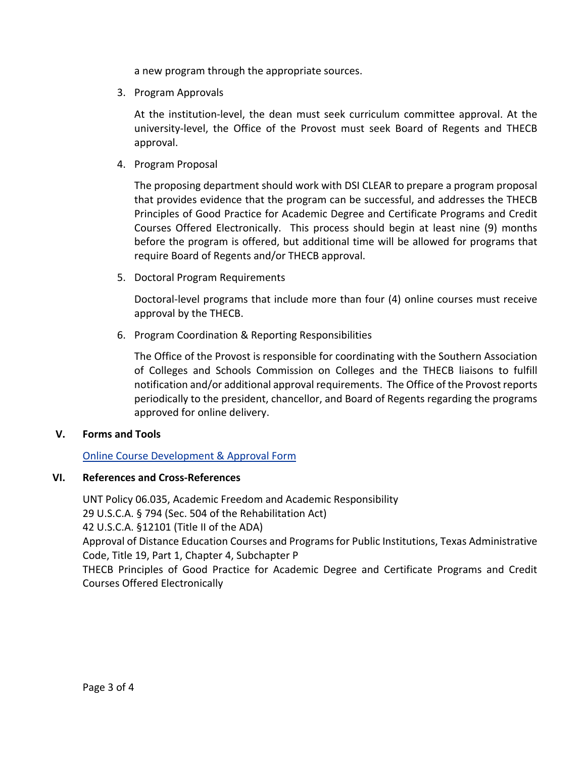a new program through the appropriate sources.

3. Program Approvals

   At the institution-level, the dean must seek curriculum committee approval. At the university-level, the Office of the Provost must seek Board of Regents and THECB approval.

4. Program Proposal

   The proposing department should work with DSI CLEAR to prepare a program proposal that provides evidence that the program can be successful, and addresses the THECB Principles of Good Practice for Academic Degree and Certificate Programs and Credit Courses Offered Electronically. This process should begin at least nine (9) months before the program is offered, but additional time will be allowed for programs that require Board of Regents and/or THECB approval.

5. Doctoral Program Requirements

   Doctoral-level programs that include more than four (4) online courses must receive approval by the THECB.

6. Program Coordination & Reporting Responsibilities

   The Office of the Provost is responsible for coordinating with the Southern Association of Colleges and Schools Commission on Colleges and the THECB liaisons to fulfill notification and/or additional approval requirements. The Office of the Provost reports periodically to the president, chancellor, and Board of Regents regarding the programs approved for online delivery.

## V. Forms and Tools

[Online Course Development & Approval Form]

## VI. References and Cross-References

UNT Policy 06.035, Academic Freedom and Academic Responsibility
29 U.S.C.A. § 794 (Sec. 504 of the Rehabilitation Act)
42 U.S.C.A. §12101 (Title II of the ADA)
Approval of Distance Education Courses and Programs for Public Institutions, Texas Administrative Code, Title 19, Part 1, Chapter 4, Subchapter P
THECB Principles of Good Practice for Academic Degree and Certificate Programs and Credit Courses Offered Electronically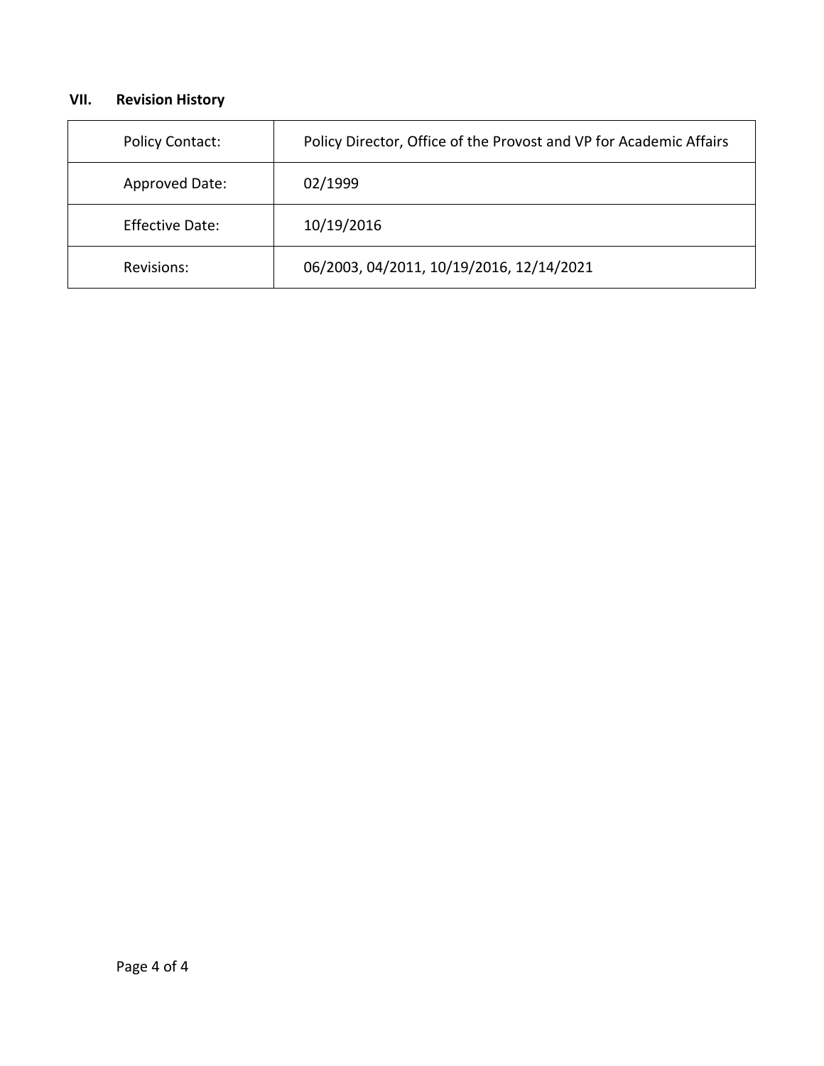## VII. Revision History

| | |
|---|---|
| Policy Contact: | Policy Director, Office of the Provost and VP for Academic Affairs |
| Approved Date: | 02/1999 |
| Effective Date: | 10/19/2016 |
| Revisions: | 06/2003, 04/2011, 10/19/2016, 12/14/2021 |